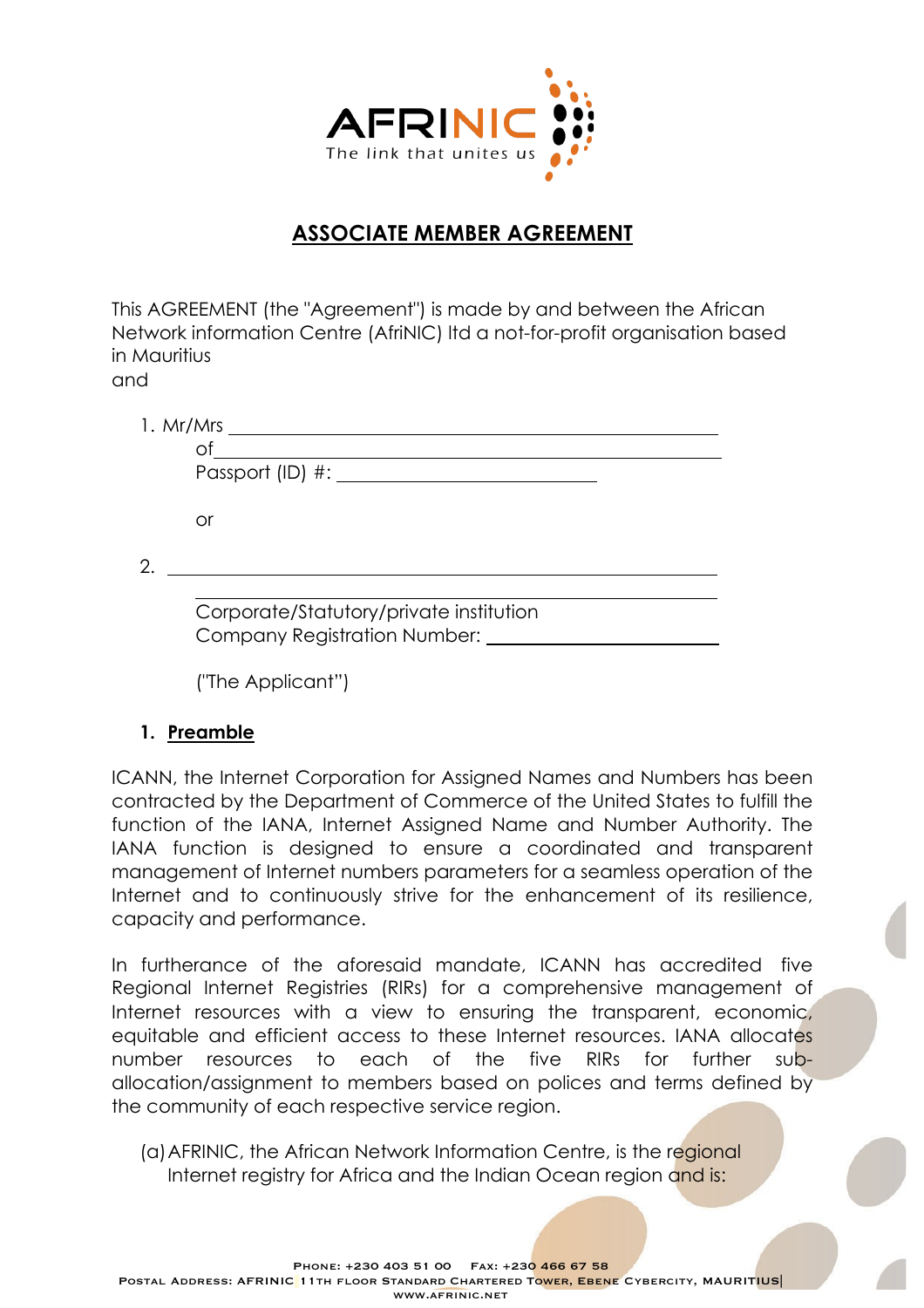# ASSOCIATE MEMBER AGREEMENT

This AGREEMENT (the "Agreement") is made by and between the African Network information Centre (AfriNIC) ltd a not-for-profit organisation based in Mauritius
and

1. Mr/Mrs ______________________________________________
   of________________________________________________
   Passport (ID) #: ____________________________

   or

2. ________________________________________________

   ________________________________________________
   Corporate/Statutory/private institution
   Company Registration Number: ____________________

   ("The Applicant")

## 1. Preamble

ICANN, the Internet Corporation for Assigned Names and Numbers has been contracted by the Department of Commerce of the United States to fulfill the function of the IANA, Internet Assigned Name and Number Authority. The IANA function is designed to ensure a coordinated and transparent management of Internet numbers parameters for a seamless operation of the Internet and to continuously strive for the enhancement of its resilience, capacity and performance.

In furtherance of the aforesaid mandate, ICANN has accredited five Regional Internet Registries (RIRs) for a comprehensive management of Internet resources with a view to ensuring the transparent, economic, equitable and efficient access to these Internet resources. IANA allocates number resources to each of the five RIRs for further sub-allocation/assignment to members based on polices and terms defined by the community of each respective service region.

(a) AFRINIC, the African Network Information Centre, is the regional Internet registry for Africa and the Indian Ocean region and is: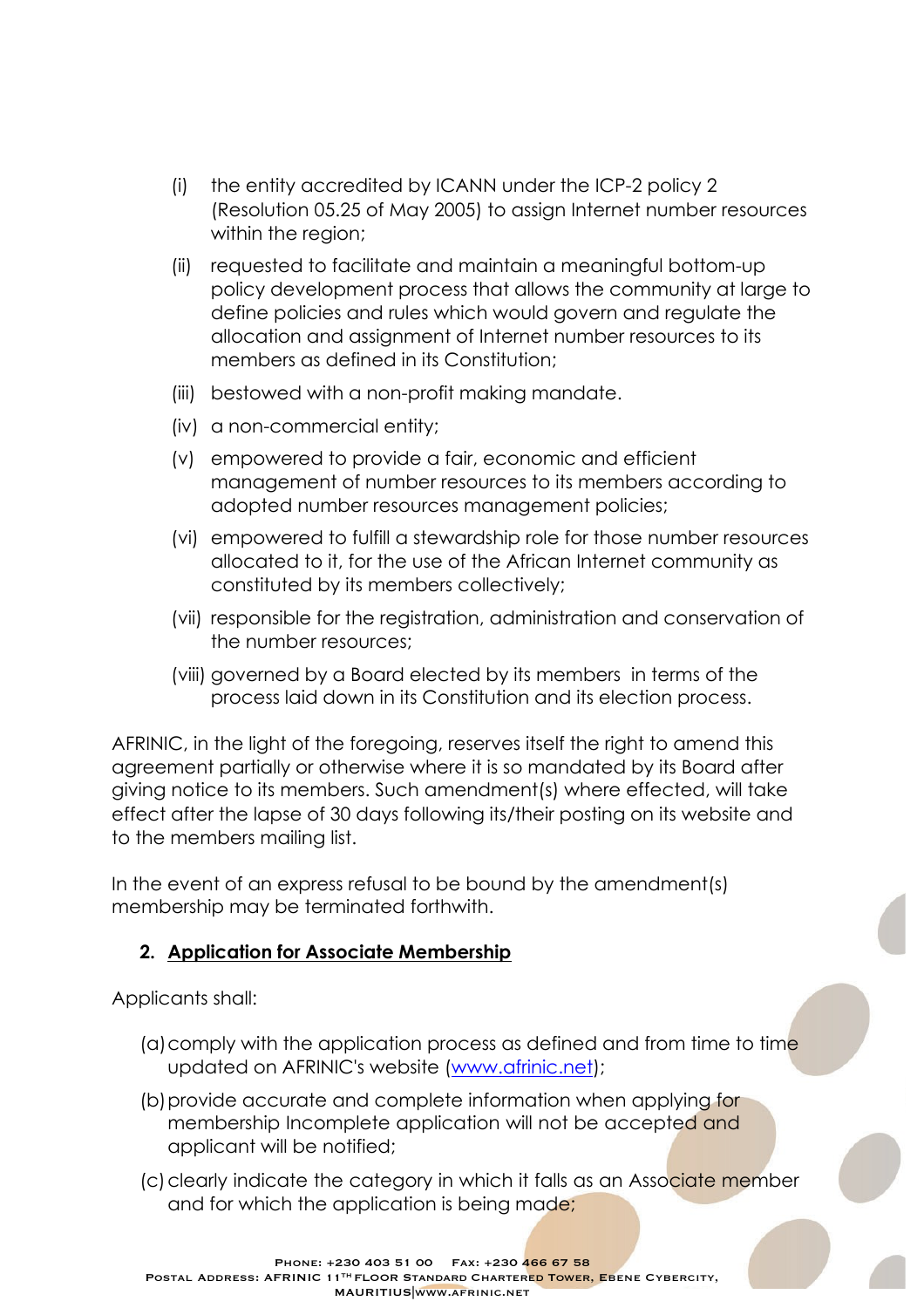(i) the entity accredited by ICANN under the ICP-2 policy 2 (Resolution 05.25 of May 2005) to assign Internet number resources within the region;

(ii) requested to facilitate and maintain a meaningful bottom-up policy development process that allows the community at large to define policies and rules which would govern and regulate the allocation and assignment of Internet number resources to its members as defined in its Constitution;

(iii) bestowed with a non-profit making mandate.

(iv) a non-commercial entity;

(v) empowered to provide a fair, economic and efficient management of number resources to its members according to adopted number resources management policies;

(vi) empowered to fulfill a stewardship role for those number resources allocated to it, for the use of the African Internet community as constituted by its members collectively;

(vii) responsible for the registration, administration and conservation of the number resources;

(viii) governed by a Board elected by its members in terms of the process laid down in its Constitution and its election process.

AFRINIC, in the light of the foregoing, reserves itself the right to amend this agreement partially or otherwise where it is so mandated by its Board after giving notice to its members. Such amendment(s) where effected, will take effect after the lapse of 30 days following its/their posting on its website and to the members mailing list.

In the event of an express refusal to be bound by the amendment(s) membership may be terminated forthwith.

## 2. Application for Associate Membership

Applicants shall:

(a) comply with the application process as defined and from time to time updated on AFRINIC's website (www.afrinic.net);

(b) provide accurate and complete information when applying for membership Incomplete application will not be accepted and applicant will be notified;

(c) clearly indicate the category in which it falls as an Associate member and for which the application is being made;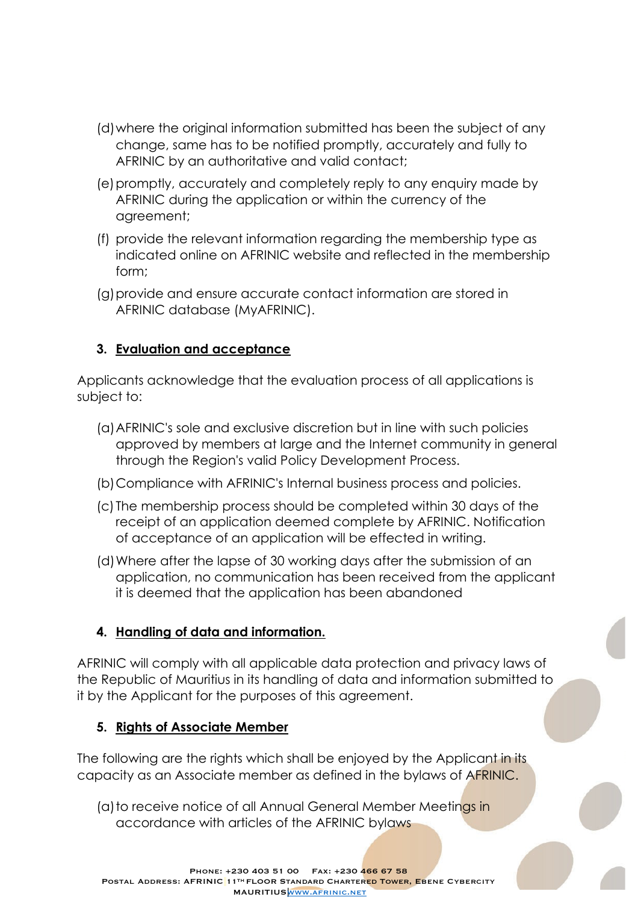(d) where the original information submitted has been the subject of any change, same has to be notified promptly, accurately and fully to AFRINIC by an authoritative and valid contact;

(e) promptly, accurately and completely reply to any enquiry made by AFRINIC during the application or within the currency of the agreement;

(f) provide the relevant information regarding the membership type as indicated online on AFRINIC website and reflected in the membership form;

(g) provide and ensure accurate contact information are stored in AFRINIC database (MyAFRINIC).

## 3. Evaluation and acceptance

Applicants acknowledge that the evaluation process of all applications is subject to:

(a) AFRINIC's sole and exclusive discretion but in line with such policies approved by members at large and the Internet community in general through the Region's valid Policy Development Process.

(b) Compliance with AFRINIC's Internal business process and policies.

(c) The membership process should be completed within 30 days of the receipt of an application deemed complete by AFRINIC. Notification of acceptance of an application will be effected in writing.

(d) Where after the lapse of 30 working days after the submission of an application, no communication has been received from the applicant it is deemed that the application has been abandoned

## 4. Handling of data and information.

AFRINIC will comply with all applicable data protection and privacy laws of the Republic of Mauritius in its handling of data and information submitted to it by the Applicant for the purposes of this agreement.

## 5. Rights of Associate Member

The following are the rights which shall be enjoyed by the Applicant in its capacity as an Associate member as defined in the bylaws of AFRINIC.

(a) to receive notice of all Annual General Member Meetings in accordance with articles of the AFRINIC bylaws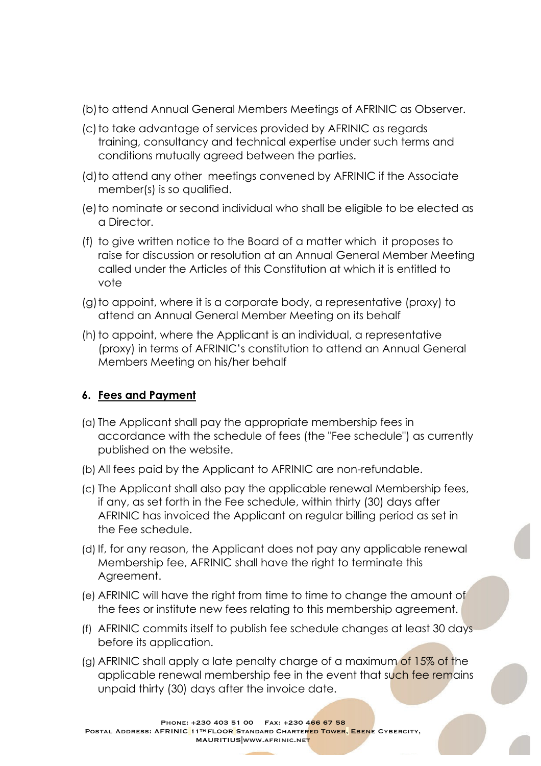(b) to attend Annual General Members Meetings of AFRINIC as Observer.

(c) to take advantage of services provided by AFRINIC as regards training, consultancy and technical expertise under such terms and conditions mutually agreed between the parties.

(d) to attend any other meetings convened by AFRINIC if the Associate member(s) is so qualified.

(e) to nominate or second individual who shall be eligible to be elected as a Director.

(f) to give written notice to the Board of a matter which it proposes to raise for discussion or resolution at an Annual General Member Meeting called under the Articles of this Constitution at which it is entitled to vote

(g) to appoint, where it is a corporate body, a representative (proxy) to attend an Annual General Member Meeting on its behalf

(h) to appoint, where the Applicant is an individual, a representative (proxy) in terms of AFRINIC's constitution to attend an Annual General Members Meeting on his/her behalf

**6. Fees and Payment**

(a) The Applicant shall pay the appropriate membership fees in accordance with the schedule of fees (the "Fee schedule") as currently published on the website.

(b) All fees paid by the Applicant to AFRINIC are non-refundable.

(c) The Applicant shall also pay the applicable renewal Membership fees, if any, as set forth in the Fee schedule, within thirty (30) days after AFRINIC has invoiced the Applicant on regular billing period as set in the Fee schedule.

(d) If, for any reason, the Applicant does not pay any applicable renewal Membership fee, AFRINIC shall have the right to terminate this Agreement.

(e) AFRINIC will have the right from time to time to change the amount of the fees or institute new fees relating to this membership agreement.

(f) AFRINIC commits itself to publish fee schedule changes at least 30 days before its application.

(g) AFRINIC shall apply a late penalty charge of a maximum of 15% of the applicable renewal membership fee in the event that such fee remains unpaid thirty (30) days after the invoice date.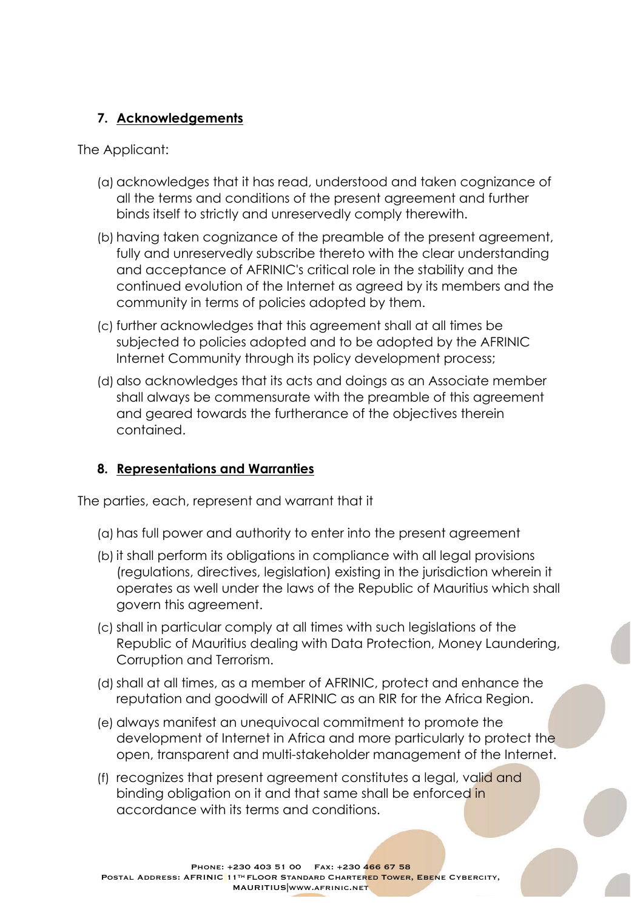## 7. Acknowledgements

The Applicant:

(a) acknowledges that it has read, understood and taken cognizance of all the terms and conditions of the present agreement and further binds itself to strictly and unreservedly comply therewith.

(b) having taken cognizance of the preamble of the present agreement, fully and unreservedly subscribe thereto with the clear understanding and acceptance of AFRINIC's critical role in the stability and the continued evolution of the Internet as agreed by its members and the community in terms of policies adopted by them.

(c) further acknowledges that this agreement shall at all times be subjected to policies adopted and to be adopted by the AFRINIC Internet Community through its policy development process;

(d) also acknowledges that its acts and doings as an Associate member shall always be commensurate with the preamble of this agreement and geared towards the furtherance of the objectives therein contained.

## 8. Representations and Warranties

The parties, each, represent and warrant that it

(a) has full power and authority to enter into the present agreement

(b) it shall perform its obligations in compliance with all legal provisions (regulations, directives, legislation) existing in the jurisdiction wherein it operates as well under the laws of the Republic of Mauritius which shall govern this agreement.

(c) shall in particular comply at all times with such legislations of the Republic of Mauritius dealing with Data Protection, Money Laundering, Corruption and Terrorism.

(d) shall at all times, as a member of AFRINIC, protect and enhance the reputation and goodwill of AFRINIC as an RIR for the Africa Region.

(e) always manifest an unequivocal commitment to promote the development of Internet in Africa and more particularly to protect the open, transparent and multi-stakeholder management of the Internet.

(f) recognizes that present agreement constitutes a legal, valid and binding obligation on it and that same shall be enforced in accordance with its terms and conditions.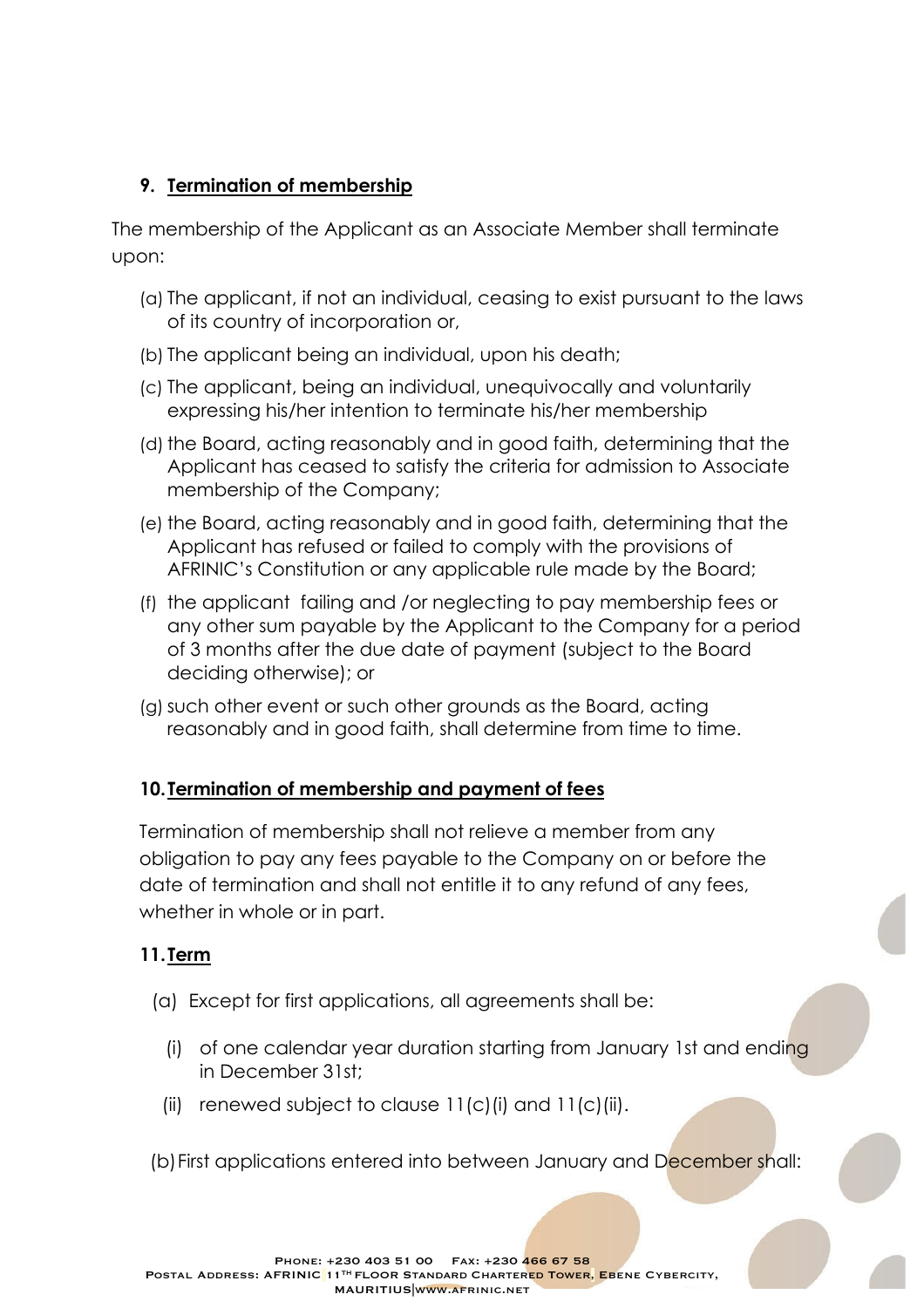### 9. Termination of membership

The membership of the Applicant as an Associate Member shall terminate upon:

(a) The applicant, if not an individual, ceasing to exist pursuant to the laws of its country of incorporation or,

(b) The applicant being an individual, upon his death;

(c) The applicant, being an individual, unequivocally and voluntarily expressing his/her intention to terminate his/her membership

(d) the Board, acting reasonably and in good faith, determining that the Applicant has ceased to satisfy the criteria for admission to Associate membership of the Company;

(e) the Board, acting reasonably and in good faith, determining that the Applicant has refused or failed to comply with the provisions of AFRINIC's Constitution or any applicable rule made by the Board;

(f) the applicant failing and /or neglecting to pay membership fees or any other sum payable by the Applicant to the Company for a period of 3 months after the due date of payment (subject to the Board deciding otherwise); or

(g) such other event or such other grounds as the Board, acting reasonably and in good faith, shall determine from time to time.

### 10. Termination of membership and payment of fees

Termination of membership shall not relieve a member from any obligation to pay any fees payable to the Company on or before the date of termination and shall not entitle it to any refund of any fees, whether in whole or in part.

### 11. Term

(a) Except for first applications, all agreements shall be:

(i) of one calendar year duration starting from January 1st and ending in December 31st;

(ii) renewed subject to clause 11(c)(i) and 11(c)(ii).

(b) First applications entered into between January and December shall: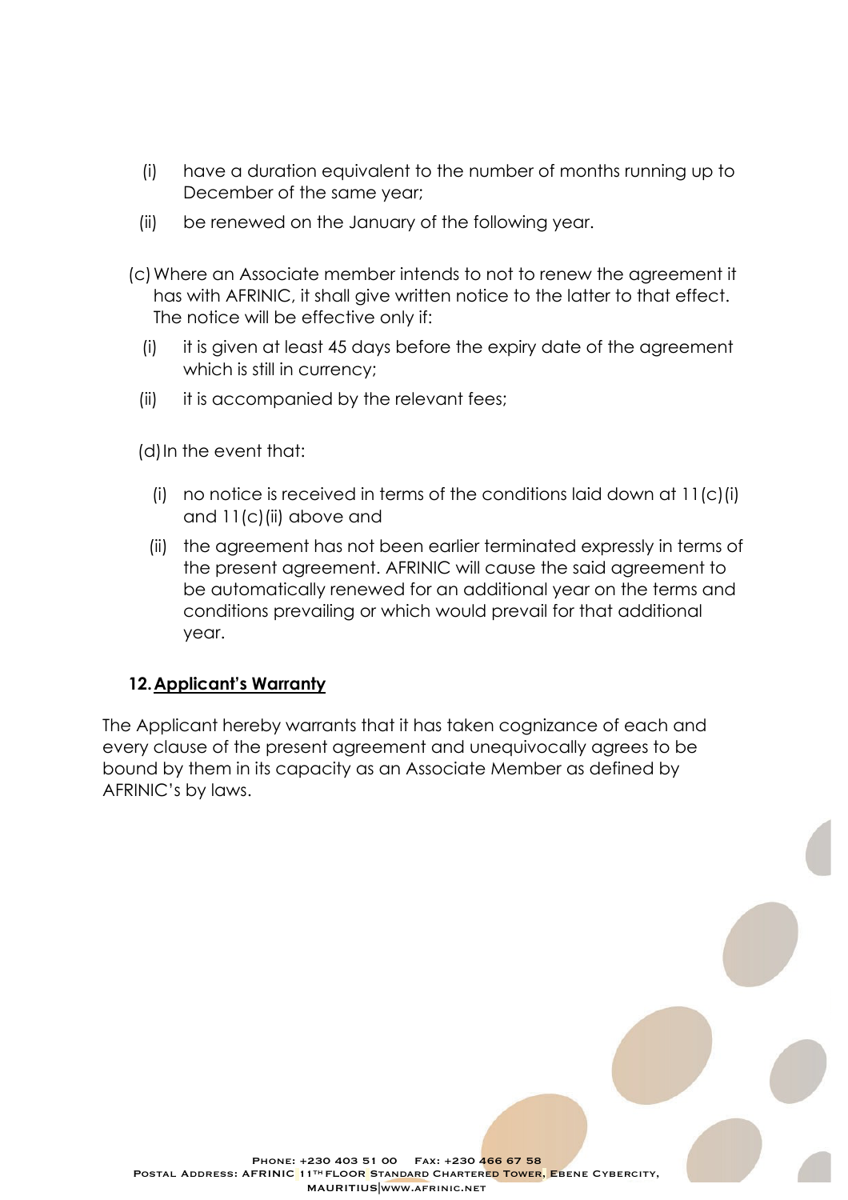(i) have a duration equivalent to the number of months running up to December of the same year;

(ii) be renewed on the January of the following year.

(c) Where an Associate member intends to not to renew the agreement it has with AFRINIC, it shall give written notice to the latter to that effect. The notice will be effective only if:

(i) it is given at least 45 days before the expiry date of the agreement which is still in currency;

(ii) it is accompanied by the relevant fees;

(d) In the event that:

(i) no notice is received in terms of the conditions laid down at 11(c)(i) and 11(c)(ii) above and

(ii) the agreement has not been earlier terminated expressly in terms of the present agreement. AFRINIC will cause the said agreement to be automatically renewed for an additional year on the terms and conditions prevailing or which would prevail for that additional year.

## 12. Applicant's Warranty

The Applicant hereby warrants that it has taken cognizance of each and every clause of the present agreement and unequivocally agrees to be bound by them in its capacity as an Associate Member as defined by AFRINIC's by laws.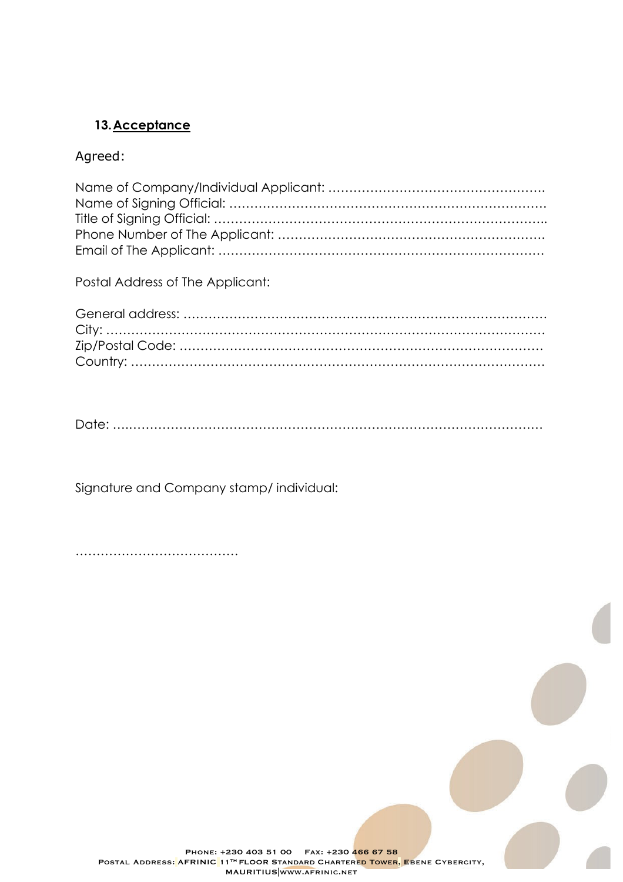## 13. Acceptance

Agreed:

Name of Company/Individual Applicant: …………………………………………….
Name of Signing Official: ………………………………………………………………
Title of Signing Official: ………………………………………………………………..
Phone Number of The Applicant: ……………………………………………………….
Email of The Applicant: ………………………………………………………………

Postal Address of The Applicant:

General address: ……………………………………………………………………………
City: ………………………………………………………………………………………
Zip/Postal Code: ……………………………………………………………………………
Country: ……………………………………………………………………………………

Date: ……………………………………………………………………………………

Signature and Company stamp/ individual:

…………………………………